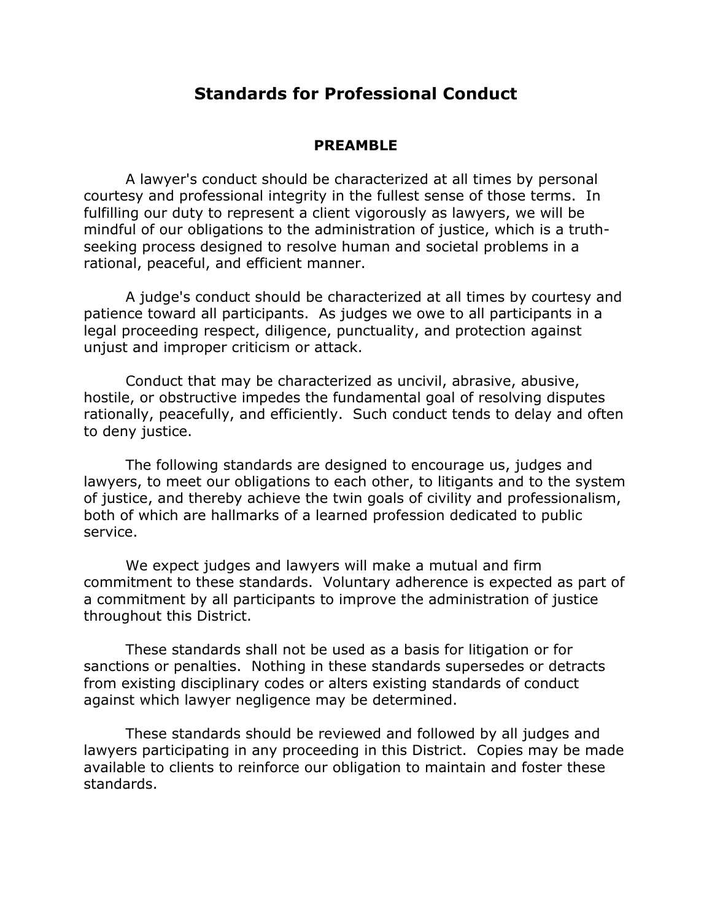# Standards for Professional Conduct

## PREAMBLE

A lawyer's conduct should be characterized at all times by personal courtesy and professional integrity in the fullest sense of those terms. In fulfilling our duty to represent a client vigorously as lawyers, we will be mindful of our obligations to the administration of justice, which is a truth-seeking process designed to resolve human and societal problems in a rational, peaceful, and efficient manner.

A judge's conduct should be characterized at all times by courtesy and patience toward all participants. As judges we owe to all participants in a legal proceeding respect, diligence, punctuality, and protection against unjust and improper criticism or attack.

Conduct that may be characterized as uncivil, abrasive, abusive, hostile, or obstructive impedes the fundamental goal of resolving disputes rationally, peacefully, and efficiently. Such conduct tends to delay and often to deny justice.

The following standards are designed to encourage us, judges and lawyers, to meet our obligations to each other, to litigants and to the system of justice, and thereby achieve the twin goals of civility and professionalism, both of which are hallmarks of a learned profession dedicated to public service.

We expect judges and lawyers will make a mutual and firm commitment to these standards. Voluntary adherence is expected as part of a commitment by all participants to improve the administration of justice throughout this District.

These standards shall not be used as a basis for litigation or for sanctions or penalties. Nothing in these standards supersedes or detracts from existing disciplinary codes or alters existing standards of conduct against which lawyer negligence may be determined.

These standards should be reviewed and followed by all judges and lawyers participating in any proceeding in this District. Copies may be made available to clients to reinforce our obligation to maintain and foster these standards.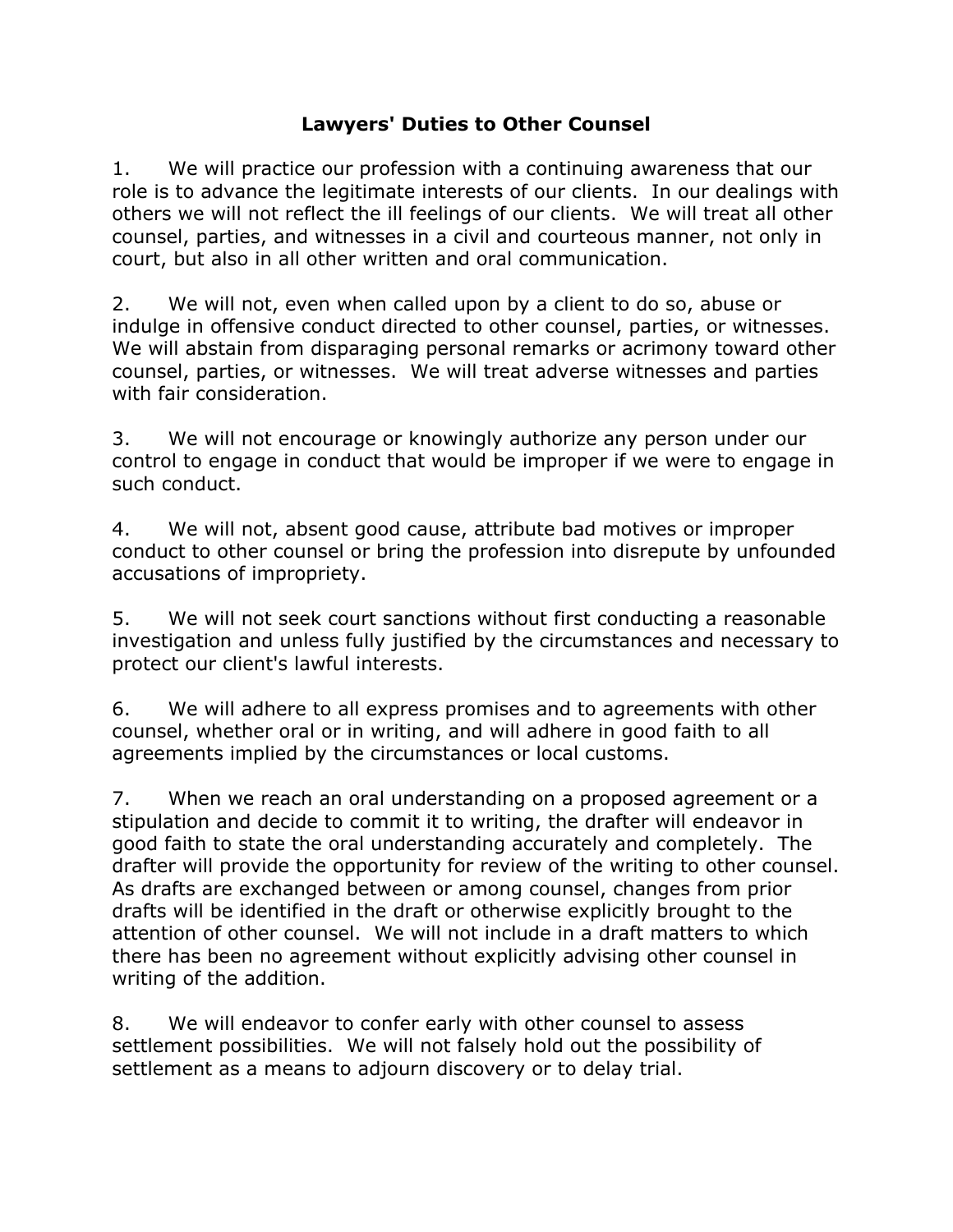## Lawyers' Duties to Other Counsel

1. We will practice our profession with a continuing awareness that our role is to advance the legitimate interests of our clients. In our dealings with others we will not reflect the ill feelings of our clients. We will treat all other counsel, parties, and witnesses in a civil and courteous manner, not only in court, but also in all other written and oral communication.

2. We will not, even when called upon by a client to do so, abuse or indulge in offensive conduct directed to other counsel, parties, or witnesses. We will abstain from disparaging personal remarks or acrimony toward other counsel, parties, or witnesses. We will treat adverse witnesses and parties with fair consideration.

3. We will not encourage or knowingly authorize any person under our control to engage in conduct that would be improper if we were to engage in such conduct.

4. We will not, absent good cause, attribute bad motives or improper conduct to other counsel or bring the profession into disrepute by unfounded accusations of impropriety.

5. We will not seek court sanctions without first conducting a reasonable investigation and unless fully justified by the circumstances and necessary to protect our client's lawful interests.

6. We will adhere to all express promises and to agreements with other counsel, whether oral or in writing, and will adhere in good faith to all agreements implied by the circumstances or local customs.

7. When we reach an oral understanding on a proposed agreement or a stipulation and decide to commit it to writing, the drafter will endeavor in good faith to state the oral understanding accurately and completely. The drafter will provide the opportunity for review of the writing to other counsel. As drafts are exchanged between or among counsel, changes from prior drafts will be identified in the draft or otherwise explicitly brought to the attention of other counsel. We will not include in a draft matters to which there has been no agreement without explicitly advising other counsel in writing of the addition.

8. We will endeavor to confer early with other counsel to assess settlement possibilities. We will not falsely hold out the possibility of settlement as a means to adjourn discovery or to delay trial.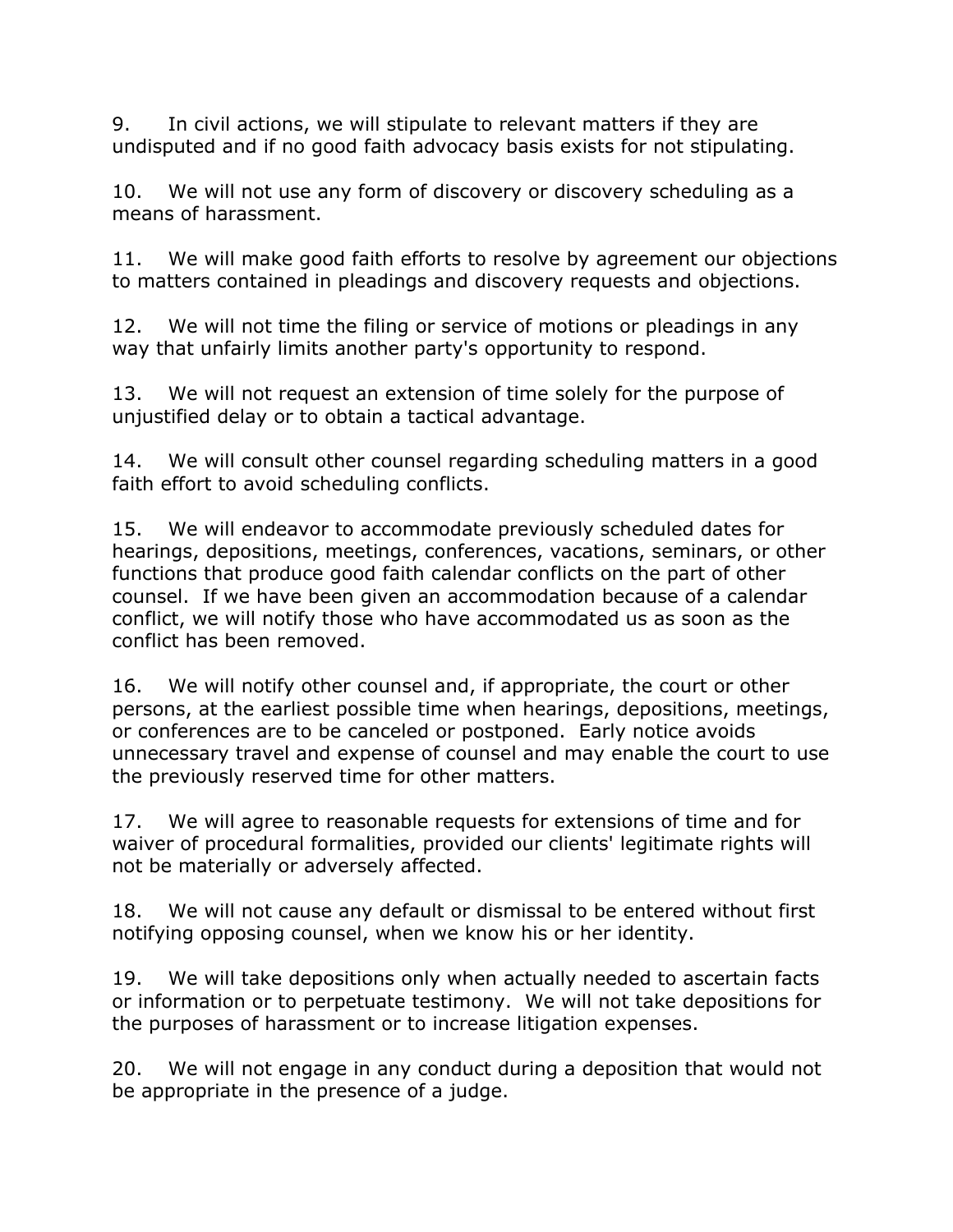9. In civil actions, we will stipulate to relevant matters if they are undisputed and if no good faith advocacy basis exists for not stipulating.

10. We will not use any form of discovery or discovery scheduling as a means of harassment.

11. We will make good faith efforts to resolve by agreement our objections to matters contained in pleadings and discovery requests and objections.

12. We will not time the filing or service of motions or pleadings in any way that unfairly limits another party's opportunity to respond.

13. We will not request an extension of time solely for the purpose of unjustified delay or to obtain a tactical advantage.

14. We will consult other counsel regarding scheduling matters in a good faith effort to avoid scheduling conflicts.

15. We will endeavor to accommodate previously scheduled dates for hearings, depositions, meetings, conferences, vacations, seminars, or other functions that produce good faith calendar conflicts on the part of other counsel. If we have been given an accommodation because of a calendar conflict, we will notify those who have accommodated us as soon as the conflict has been removed.

16. We will notify other counsel and, if appropriate, the court or other persons, at the earliest possible time when hearings, depositions, meetings, or conferences are to be canceled or postponed. Early notice avoids unnecessary travel and expense of counsel and may enable the court to use the previously reserved time for other matters.

17. We will agree to reasonable requests for extensions of time and for waiver of procedural formalities, provided our clients' legitimate rights will not be materially or adversely affected.

18. We will not cause any default or dismissal to be entered without first notifying opposing counsel, when we know his or her identity.

19. We will take depositions only when actually needed to ascertain facts or information or to perpetuate testimony. We will not take depositions for the purposes of harassment or to increase litigation expenses.

20. We will not engage in any conduct during a deposition that would not be appropriate in the presence of a judge.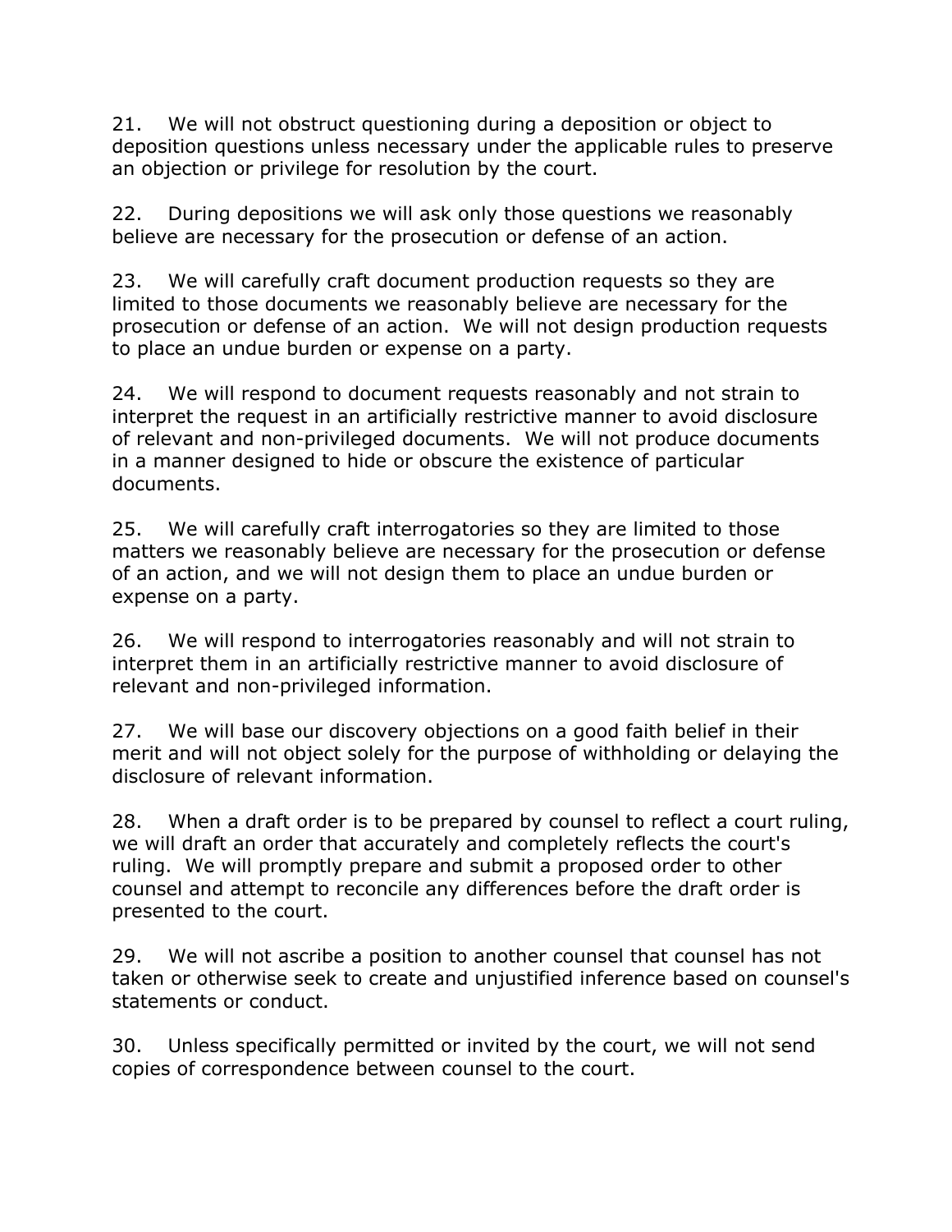21. We will not obstruct questioning during a deposition or object to deposition questions unless necessary under the applicable rules to preserve an objection or privilege for resolution by the court.

22. During depositions we will ask only those questions we reasonably believe are necessary for the prosecution or defense of an action.

23. We will carefully craft document production requests so they are limited to those documents we reasonably believe are necessary for the prosecution or defense of an action. We will not design production requests to place an undue burden or expense on a party.

24. We will respond to document requests reasonably and not strain to interpret the request in an artificially restrictive manner to avoid disclosure of relevant and non-privileged documents. We will not produce documents in a manner designed to hide or obscure the existence of particular documents.

25. We will carefully craft interrogatories so they are limited to those matters we reasonably believe are necessary for the prosecution or defense of an action, and we will not design them to place an undue burden or expense on a party.

26. We will respond to interrogatories reasonably and will not strain to interpret them in an artificially restrictive manner to avoid disclosure of relevant and non-privileged information.

27. We will base our discovery objections on a good faith belief in their merit and will not object solely for the purpose of withholding or delaying the disclosure of relevant information.

28. When a draft order is to be prepared by counsel to reflect a court ruling, we will draft an order that accurately and completely reflects the court's ruling. We will promptly prepare and submit a proposed order to other counsel and attempt to reconcile any differences before the draft order is presented to the court.

29. We will not ascribe a position to another counsel that counsel has not taken or otherwise seek to create and unjustified inference based on counsel's statements or conduct.

30. Unless specifically permitted or invited by the court, we will not send copies of correspondence between counsel to the court.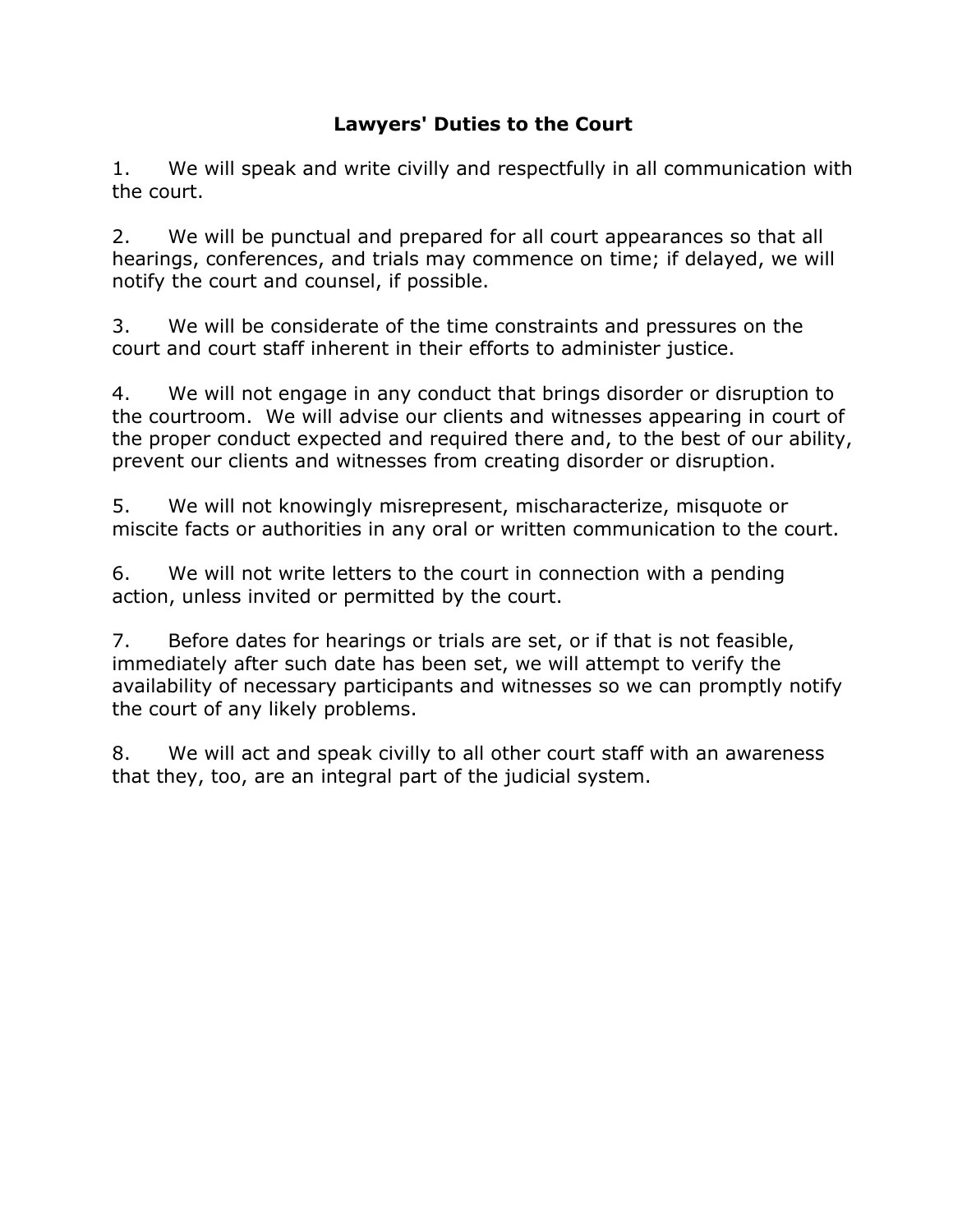## Lawyers' Duties to the Court

1. We will speak and write civilly and respectfully in all communication with the court.

2. We will be punctual and prepared for all court appearances so that all hearings, conferences, and trials may commence on time; if delayed, we will notify the court and counsel, if possible.

3. We will be considerate of the time constraints and pressures on the court and court staff inherent in their efforts to administer justice.

4. We will not engage in any conduct that brings disorder or disruption to the courtroom. We will advise our clients and witnesses appearing in court of the proper conduct expected and required there and, to the best of our ability, prevent our clients and witnesses from creating disorder or disruption.

5. We will not knowingly misrepresent, mischaracterize, misquote or miscite facts or authorities in any oral or written communication to the court.

6. We will not write letters to the court in connection with a pending action, unless invited or permitted by the court.

7. Before dates for hearings or trials are set, or if that is not feasible, immediately after such date has been set, we will attempt to verify the availability of necessary participants and witnesses so we can promptly notify the court of any likely problems.

8. We will act and speak civilly to all other court staff with an awareness that they, too, are an integral part of the judicial system.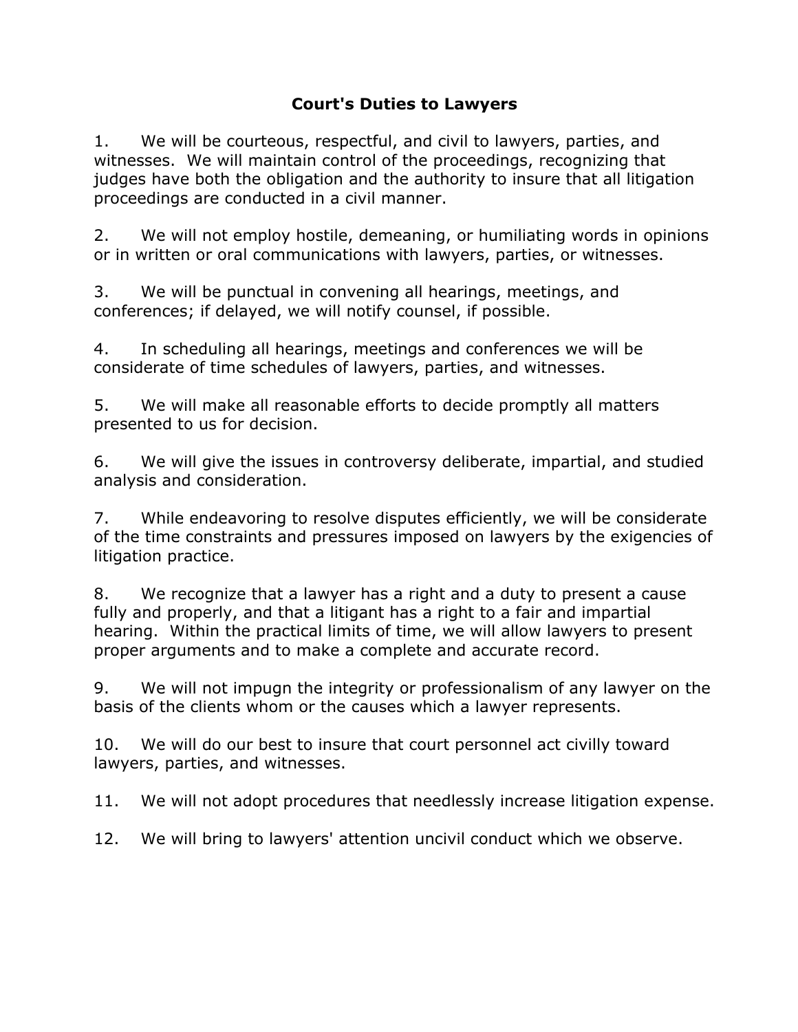# Court's Duties to Lawyers

1. We will be courteous, respectful, and civil to lawyers, parties, and witnesses. We will maintain control of the proceedings, recognizing that judges have both the obligation and the authority to insure that all litigation proceedings are conducted in a civil manner.

2. We will not employ hostile, demeaning, or humiliating words in opinions or in written or oral communications with lawyers, parties, or witnesses.

3. We will be punctual in convening all hearings, meetings, and conferences; if delayed, we will notify counsel, if possible.

4. In scheduling all hearings, meetings and conferences we will be considerate of time schedules of lawyers, parties, and witnesses.

5. We will make all reasonable efforts to decide promptly all matters presented to us for decision.

6. We will give the issues in controversy deliberate, impartial, and studied analysis and consideration.

7. While endeavoring to resolve disputes efficiently, we will be considerate of the time constraints and pressures imposed on lawyers by the exigencies of litigation practice.

8. We recognize that a lawyer has a right and a duty to present a cause fully and properly, and that a litigant has a right to a fair and impartial hearing. Within the practical limits of time, we will allow lawyers to present proper arguments and to make a complete and accurate record.

9. We will not impugn the integrity or professionalism of any lawyer on the basis of the clients whom or the causes which a lawyer represents.

10. We will do our best to insure that court personnel act civilly toward lawyers, parties, and witnesses.

11. We will not adopt procedures that needlessly increase litigation expense.

12. We will bring to lawyers' attention uncivil conduct which we observe.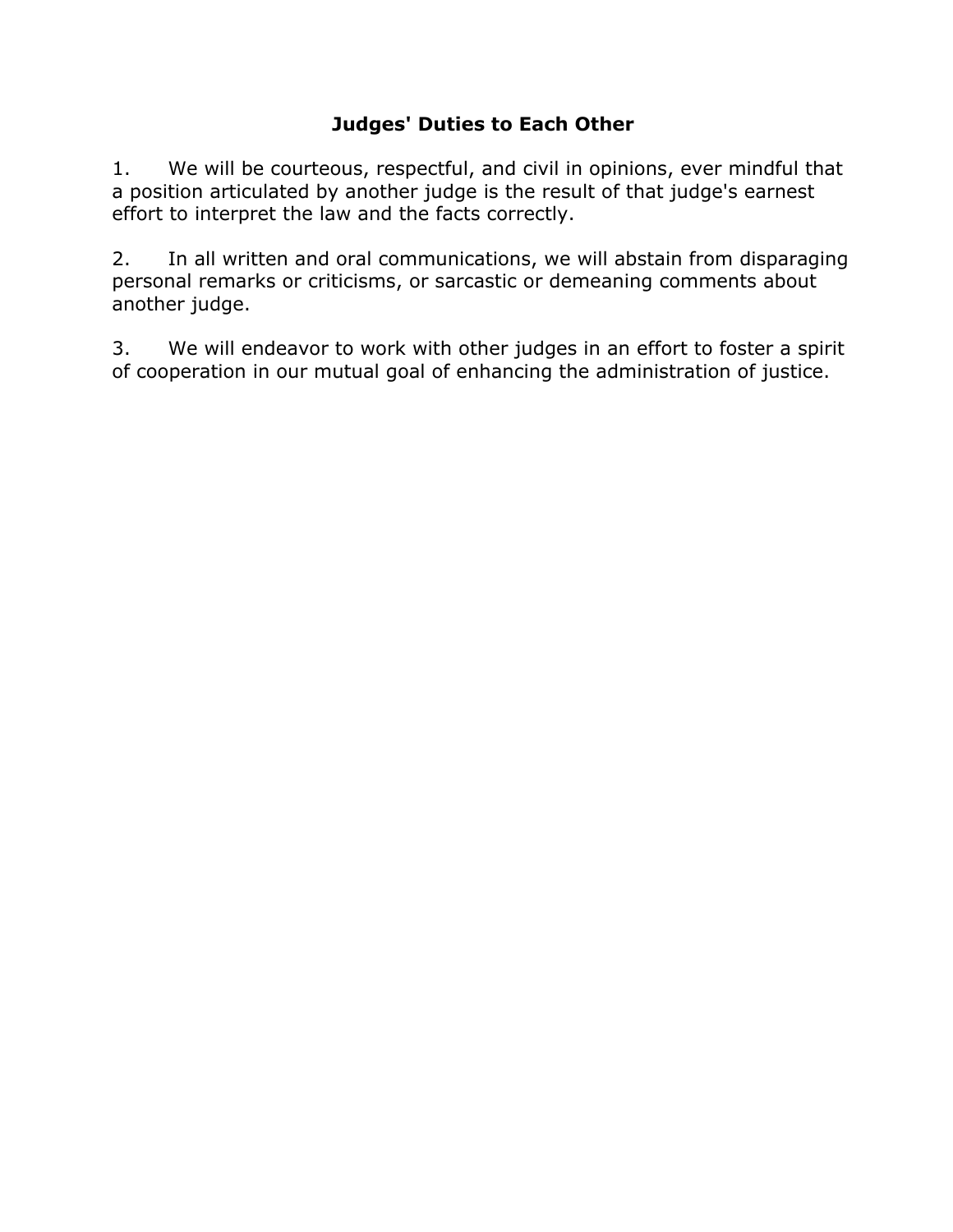## Judges' Duties to Each Other

1. We will be courteous, respectful, and civil in opinions, ever mindful that a position articulated by another judge is the result of that judge's earnest effort to interpret the law and the facts correctly.

2. In all written and oral communications, we will abstain from disparaging personal remarks or criticisms, or sarcastic or demeaning comments about another judge.

3. We will endeavor to work with other judges in an effort to foster a spirit of cooperation in our mutual goal of enhancing the administration of justice.